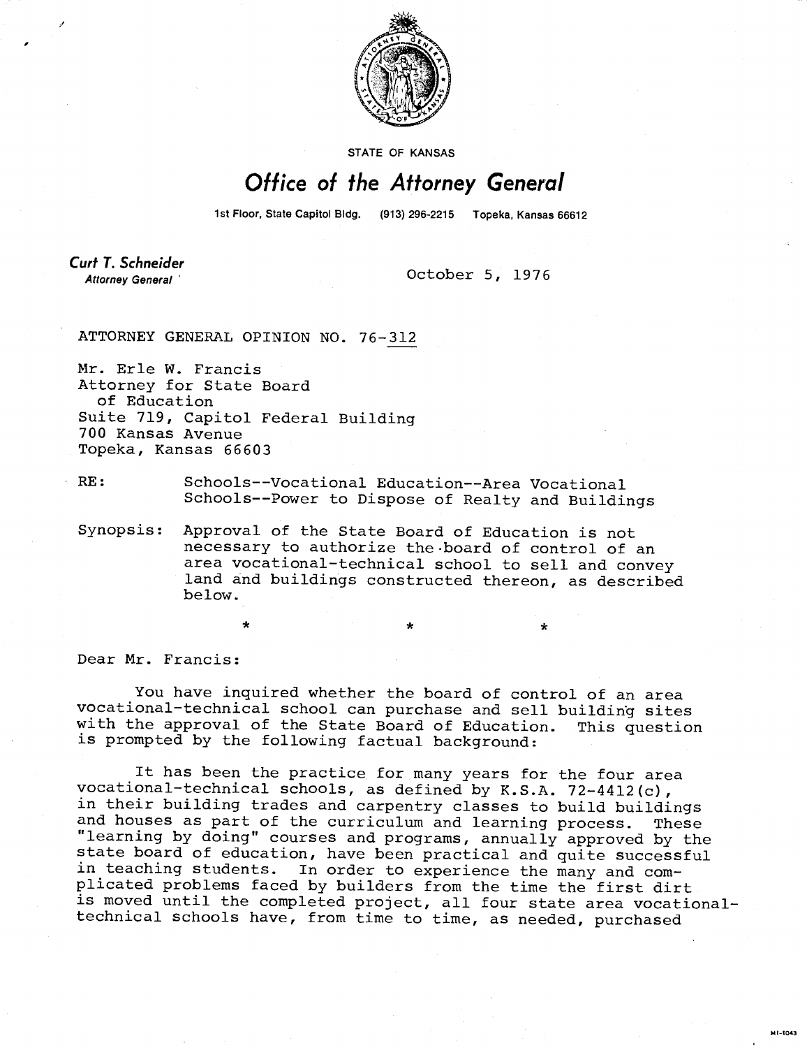STATE OF KANSAS

# *Office of the Attorney General*

1st Floor, State Capitol Bldg. (913) 296-2215 Topeka, Kansas 66612

**Curt T. Schneider**
*Attorney General*

October 5, 1976

ATTORNEY GENERAL OPINION NO. 76-312

Mr. Erle W. Francis
Attorney for State Board
of Education
Suite 719, Capitol Federal Building
700 Kansas Avenue
Topeka, Kansas 66603

RE: Schools--Vocational Education--Area Vocational Schools--Power to Dispose of Realty and Buildings

Synopsis: Approval of the State Board of Education is not necessary to authorize the board of control of an area vocational-technical school to sell and convey land and buildings constructed thereon, as described below.

\* \* \*

Dear Mr. Francis:

You have inquired whether the board of control of an area vocational-technical school can purchase and sell building sites with the approval of the State Board of Education. This question is prompted by the following factual background:

It has been the practice for many years for the four area vocational-technical schools, as defined by K.S.A. 72-4412(c), in their building trades and carpentry classes to build buildings and houses as part of the curriculum and learning process. These "learning by doing" courses and programs, annually approved by the state board of education, have been practical and quite successful in teaching students. In order to experience the many and complicated problems faced by builders from the time the first dirt is moved until the completed project, all four state area vocational-technical schools have, from time to time, as needed, purchased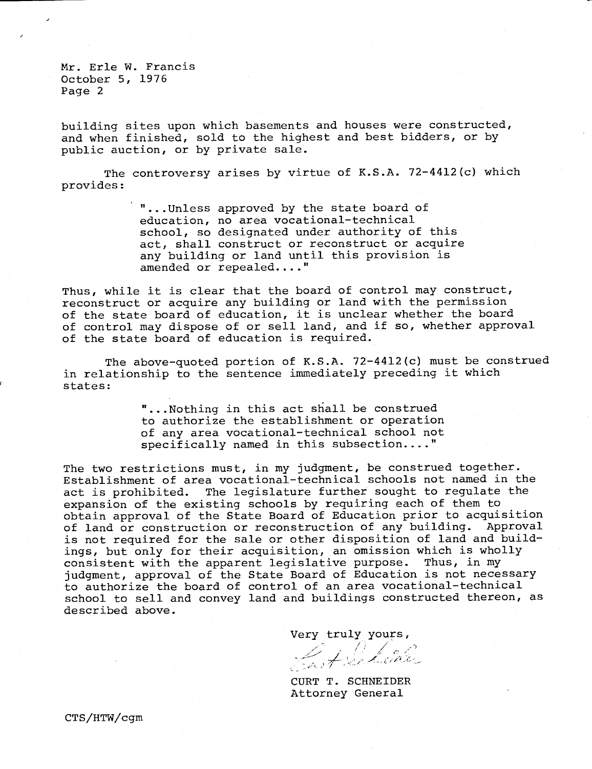building sites upon which basements and houses were constructed, and when finished, sold to the highest and best bidders, or by public auction, or by private sale.

The controversy arises by virtue of K.S.A. 72-4412(c) which provides:

> "...Unless approved by the state board of education, no area vocational-technical school, so designated under authority of this act, shall construct or reconstruct or acquire any building or land until this provision is amended or repealed...."

Thus, while it is clear that the board of control may construct, reconstruct or acquire any building or land with the permission of the state board of education, it is unclear whether the board of control may dispose of or sell land, and if so, whether approval of the state board of education is required.

The above-quoted portion of K.S.A. 72-4412(c) must be construed in relationship to the sentence immediately preceding it which states:

> "...Nothing in this act shall be construed to authorize the establishment or operation of any area vocational-technical school not specifically named in this subsection...."

The two restrictions must, in my judgment, be construed together. Establishment of area vocational-technical schools not named in the act is prohibited. The legislature further sought to regulate the expansion of the existing schools by requiring each of them to obtain approval of the State Board of Education prior to acquisition of land or construction or reconstruction of any building. Approval is not required for the sale or other disposition of land and buildings, but only for their acquisition, an omission which is wholly consistent with the apparent legislative purpose. Thus, in my judgment, approval of the State Board of Education is not necessary to authorize the board of control of an area vocational-technical school to sell and convey land and buildings constructed thereon, as described above.

Very truly yours,

CURT T. SCHNEIDER
Attorney General

CTS/HTW/cgm